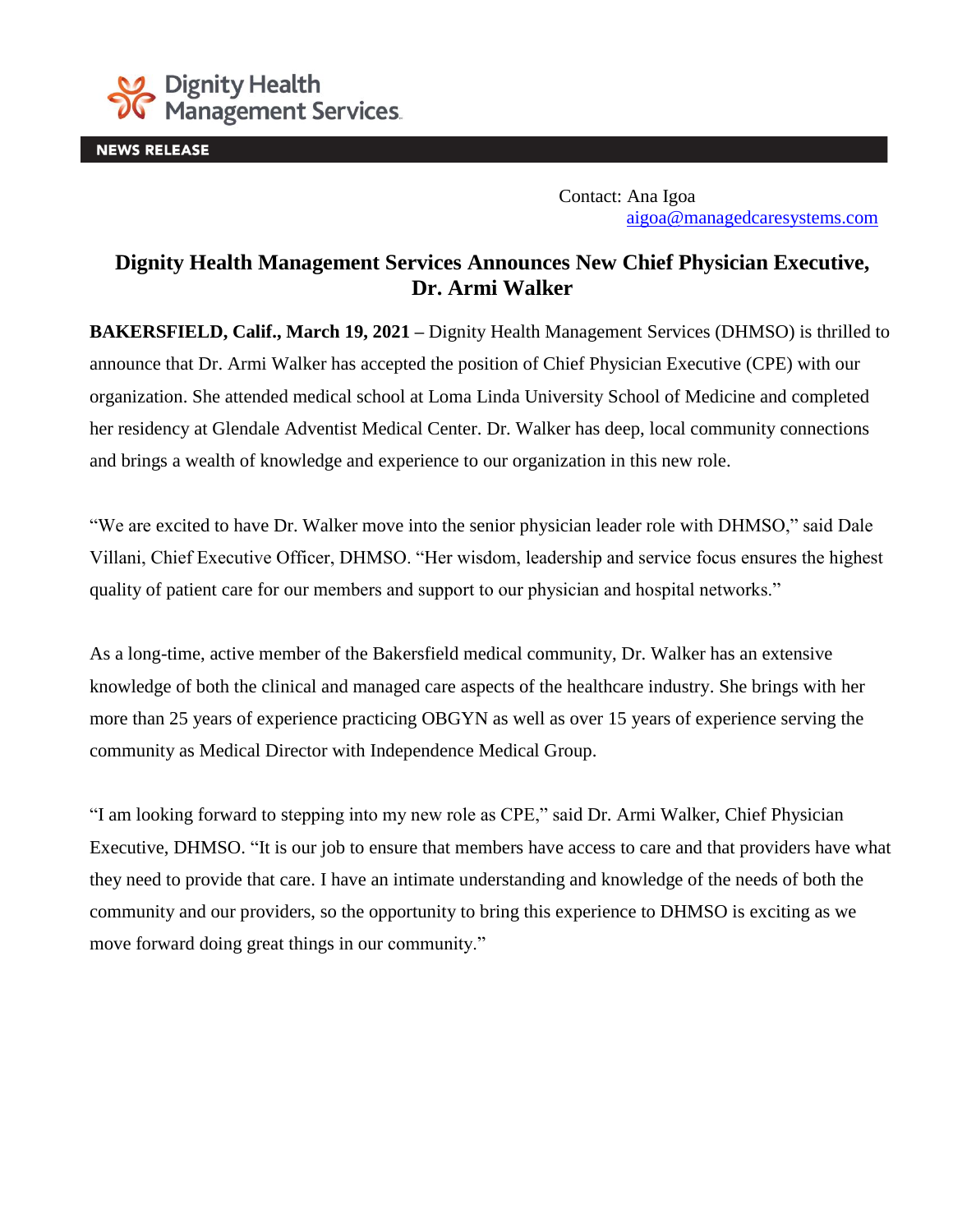Dignity Health Management Services

**NEWS RELEASE**

Contact: Ana Igoa
aigoa@managedcaresystems.com

# Dignity Health Management Services Announces New Chief Physician Executive, Dr. Armi Walker

**BAKERSFIELD, Calif., March 19, 2021 –** Dignity Health Management Services (DHMSO) is thrilled to announce that Dr. Armi Walker has accepted the position of Chief Physician Executive (CPE) with our organization. She attended medical school at Loma Linda University School of Medicine and completed her residency at Glendale Adventist Medical Center. Dr. Walker has deep, local community connections and brings a wealth of knowledge and experience to our organization in this new role.

"We are excited to have Dr. Walker move into the senior physician leader role with DHMSO," said Dale Villani, Chief Executive Officer, DHMSO. "Her wisdom, leadership and service focus ensures the highest quality of patient care for our members and support to our physician and hospital networks."

As a long-time, active member of the Bakersfield medical community, Dr. Walker has an extensive knowledge of both the clinical and managed care aspects of the healthcare industry. She brings with her more than 25 years of experience practicing OBGYN as well as over 15 years of experience serving the community as Medical Director with Independence Medical Group.

"I am looking forward to stepping into my new role as CPE," said Dr. Armi Walker, Chief Physician Executive, DHMSO. "It is our job to ensure that members have access to care and that providers have what they need to provide that care. I have an intimate understanding and knowledge of the needs of both the community and our providers, so the opportunity to bring this experience to DHMSO is exciting as we move forward doing great things in our community."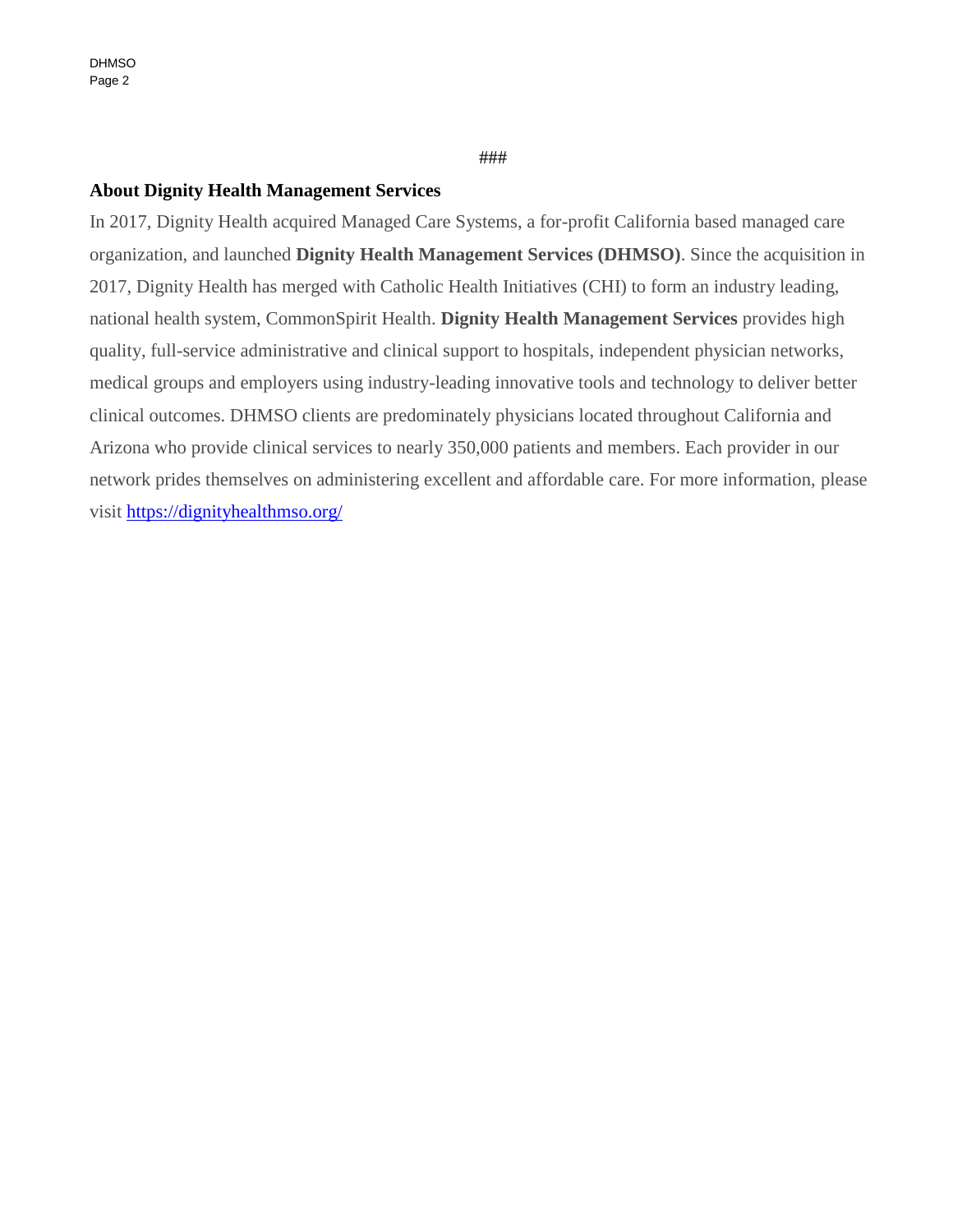###

**About Dignity Health Management Services**

In 2017, Dignity Health acquired Managed Care Systems, a for-profit California based managed care organization, and launched **Dignity Health Management Services (DHMSO)**. Since the acquisition in 2017, Dignity Health has merged with Catholic Health Initiatives (CHI) to form an industry leading, national health system, CommonSpirit Health. **Dignity Health Management Services** provides high quality, full-service administrative and clinical support to hospitals, independent physician networks, medical groups and employers using industry-leading innovative tools and technology to deliver better clinical outcomes. DHMSO clients are predominately physicians located throughout California and Arizona who provide clinical services to nearly 350,000 patients and members. Each provider in our network prides themselves on administering excellent and affordable care. For more information, please visit https://dignityhealthmso.org/